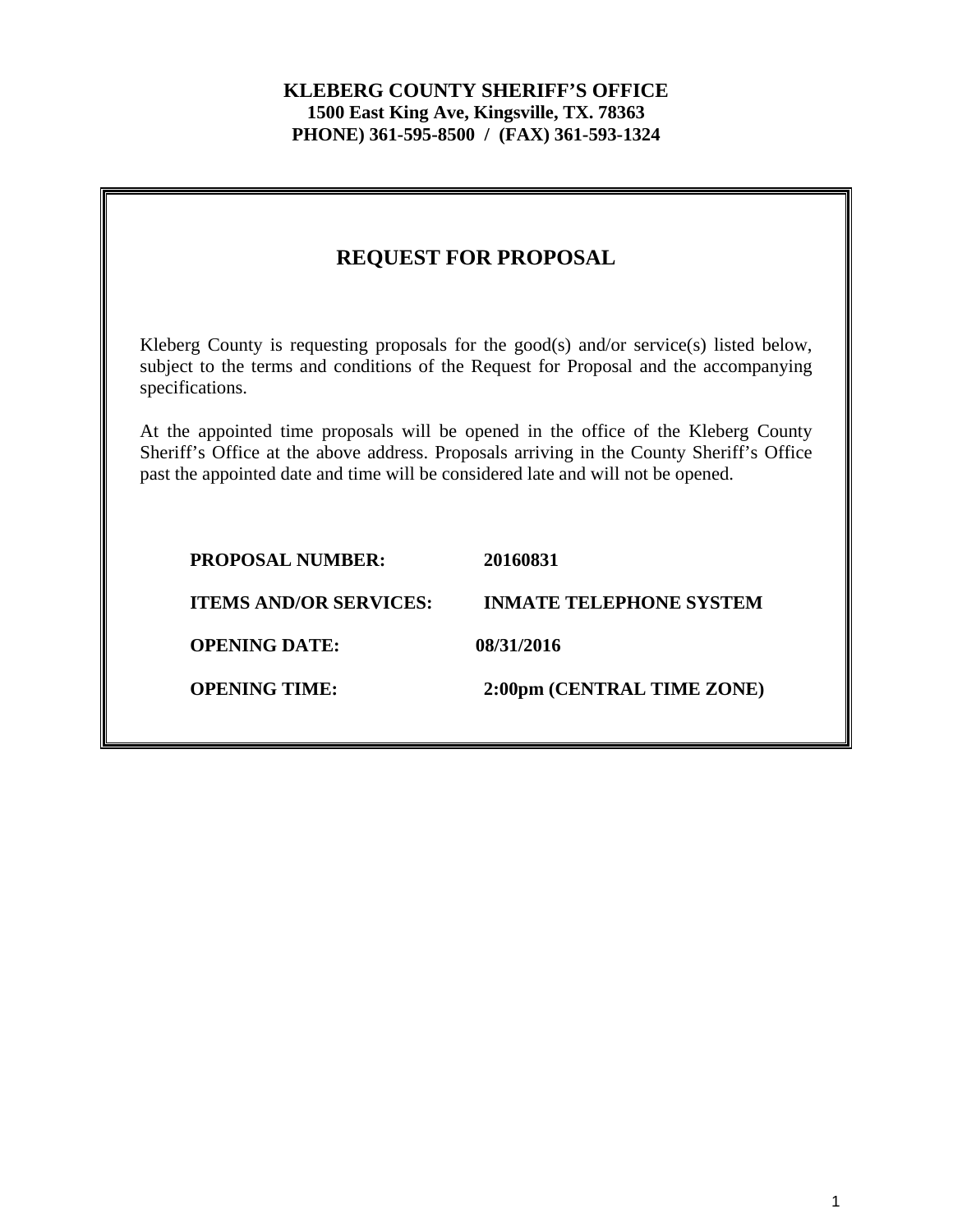**KLEBERG COUNTY SHERIFF'S OFFICE**
**1500 East King Ave, Kingsville, TX. 78363**
**PHONE) 361-595-8500 / (FAX) 361-593-1324**

# REQUEST FOR PROPOSAL

Kleberg County is requesting proposals for the good(s) and/or service(s) listed below, subject to the terms and conditions of the Request for Proposal and the accompanying specifications.

At the appointed time proposals will be opened in the office of the Kleberg County Sheriff's Office at the above address. Proposals arriving in the County Sheriff's Office past the appointed date and time will be considered late and will not be opened.

| | |
|---|---|
| **PROPOSAL NUMBER:** | **20160831** |
| **ITEMS AND/OR SERVICES:** | **INMATE TELEPHONE SYSTEM** |
| **OPENING DATE:** | **08/31/2016** |
| **OPENING TIME:** | **2:00pm (CENTRAL TIME ZONE)** |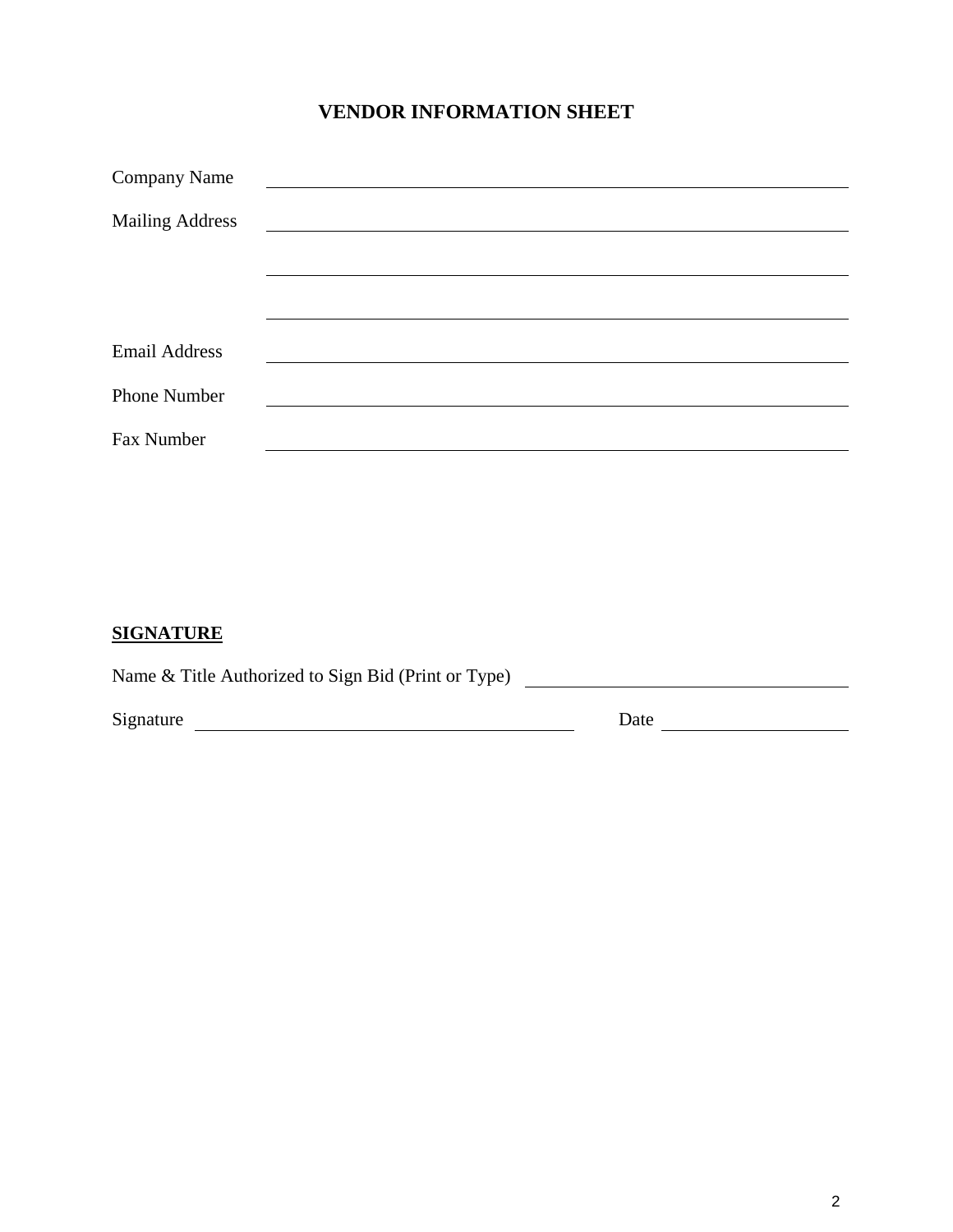# VENDOR INFORMATION SHEET

Company Name \_\_\_\_\_\_\_\_\_\_\_\_\_\_\_\_\_\_\_\_\_\_\_\_\_\_\_\_\_\_\_\_\_\_\_\_\_\_\_\_

Mailing Address \_\_\_\_\_\_\_\_\_\_\_\_\_\_\_\_\_\_\_\_\_\_\_\_\_\_\_\_\_\_\_\_\_\_\_\_\_\_\_\_

\_\_\_\_\_\_\_\_\_\_\_\_\_\_\_\_\_\_\_\_\_\_\_\_\_\_\_\_\_\_\_\_\_\_\_\_\_\_\_\_

\_\_\_\_\_\_\_\_\_\_\_\_\_\_\_\_\_\_\_\_\_\_\_\_\_\_\_\_\_\_\_\_\_\_\_\_\_\_\_\_

Email Address \_\_\_\_\_\_\_\_\_\_\_\_\_\_\_\_\_\_\_\_\_\_\_\_\_\_\_\_\_\_\_\_\_\_\_\_\_\_\_\_

Phone Number \_\_\_\_\_\_\_\_\_\_\_\_\_\_\_\_\_\_\_\_\_\_\_\_\_\_\_\_\_\_\_\_\_\_\_\_\_\_\_\_

Fax Number \_\_\_\_\_\_\_\_\_\_\_\_\_\_\_\_\_\_\_\_\_\_\_\_\_\_\_\_\_\_\_\_\_\_\_\_\_\_\_\_

**SIGNATURE**

Name & Title Authorized to Sign Bid (Print or Type) \_\_\_\_\_\_\_\_\_\_\_\_\_\_\_\_\_\_\_\_\_\_\_\_\_\_

Signature \_\_\_\_\_\_\_\_\_\_\_\_\_\_\_\_\_\_\_\_\_\_\_\_\_\_\_\_\_\_ Date \_\_\_\_\_\_\_\_\_\_\_\_\_\_\_\_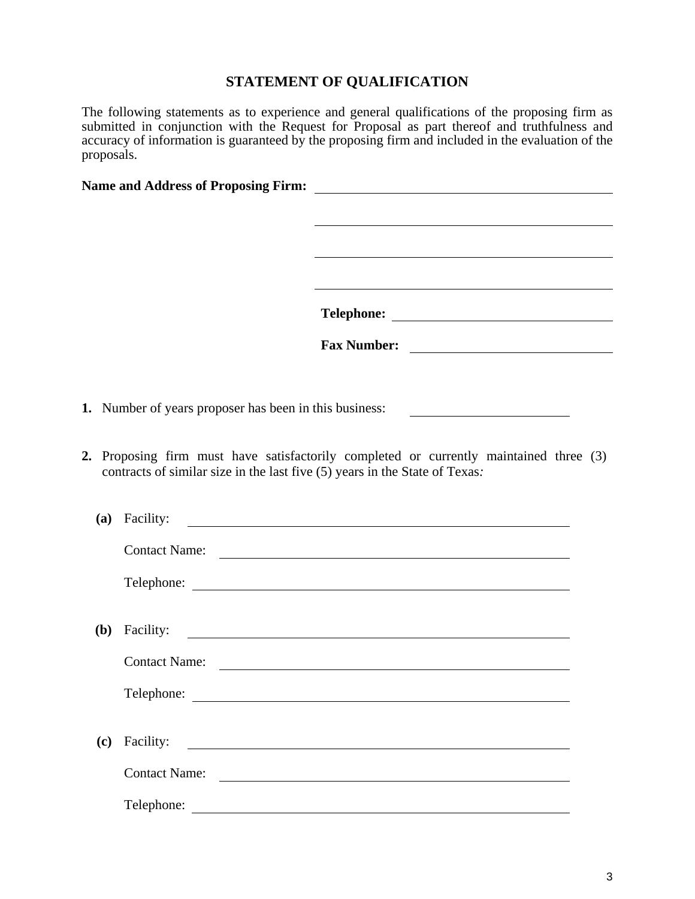# STATEMENT OF QUALIFICATION

The following statements as to experience and general qualifications of the proposing firm as submitted in conjunction with the Request for Proposal as part thereof and truthfulness and accuracy of information is guaranteed by the proposing firm and included in the evaluation of the proposals.

**Name and Address of Proposing Firm:** ______________________________

______________________________

______________________________

______________________________

**Telephone:** ______________________________

**Fax Number:** ______________________________

**1.** Number of years proposer has been in this business: ______________

**2.** Proposing firm must have satisfactorily completed or currently maintained three (3) contracts of similar size in the last five (5) years in the State of Texas*:*

**(a)** Facility: ______________________________

Contact Name: ______________________________

Telephone: ______________________________

**(b)** Facility: ______________________________

Contact Name: ______________________________

Telephone: ______________________________

**(c)** Facility: ______________________________

Contact Name: ______________________________

Telephone: ______________________________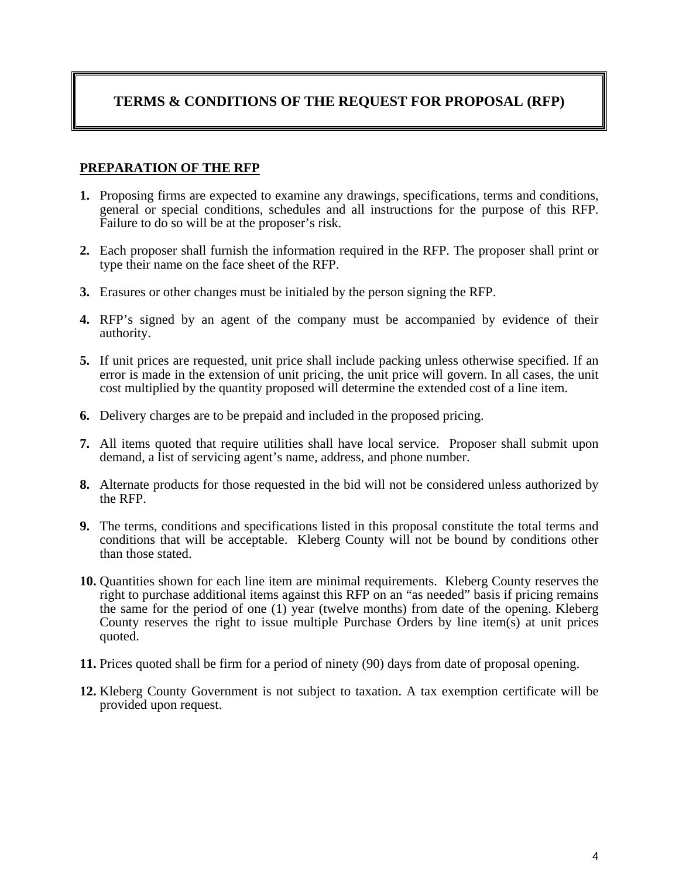# TERMS & CONDITIONS OF THE REQUEST FOR PROPOSAL (RFP)

## PREPARATION OF THE RFP

**1.** Proposing firms are expected to examine any drawings, specifications, terms and conditions, general or special conditions, schedules and all instructions for the purpose of this RFP. Failure to do so will be at the proposer's risk.

**2.** Each proposer shall furnish the information required in the RFP. The proposer shall print or type their name on the face sheet of the RFP.

**3.** Erasures or other changes must be initialed by the person signing the RFP.

**4.** RFP's signed by an agent of the company must be accompanied by evidence of their authority.

**5.** If unit prices are requested, unit price shall include packing unless otherwise specified. If an error is made in the extension of unit pricing, the unit price will govern. In all cases, the unit cost multiplied by the quantity proposed will determine the extended cost of a line item.

**6.** Delivery charges are to be prepaid and included in the proposed pricing.

**7.** All items quoted that require utilities shall have local service. Proposer shall submit upon demand, a list of servicing agent's name, address, and phone number.

**8.** Alternate products for those requested in the bid will not be considered unless authorized by the RFP.

**9.** The terms, conditions and specifications listed in this proposal constitute the total terms and conditions that will be acceptable. Kleberg County will not be bound by conditions other than those stated.

**10.** Quantities shown for each line item are minimal requirements. Kleberg County reserves the right to purchase additional items against this RFP on an "as needed" basis if pricing remains the same for the period of one (1) year (twelve months) from date of the opening. Kleberg County reserves the right to issue multiple Purchase Orders by line item(s) at unit prices quoted.

**11.** Prices quoted shall be firm for a period of ninety (90) days from date of proposal opening.

**12.** Kleberg County Government is not subject to taxation. A tax exemption certificate will be provided upon request.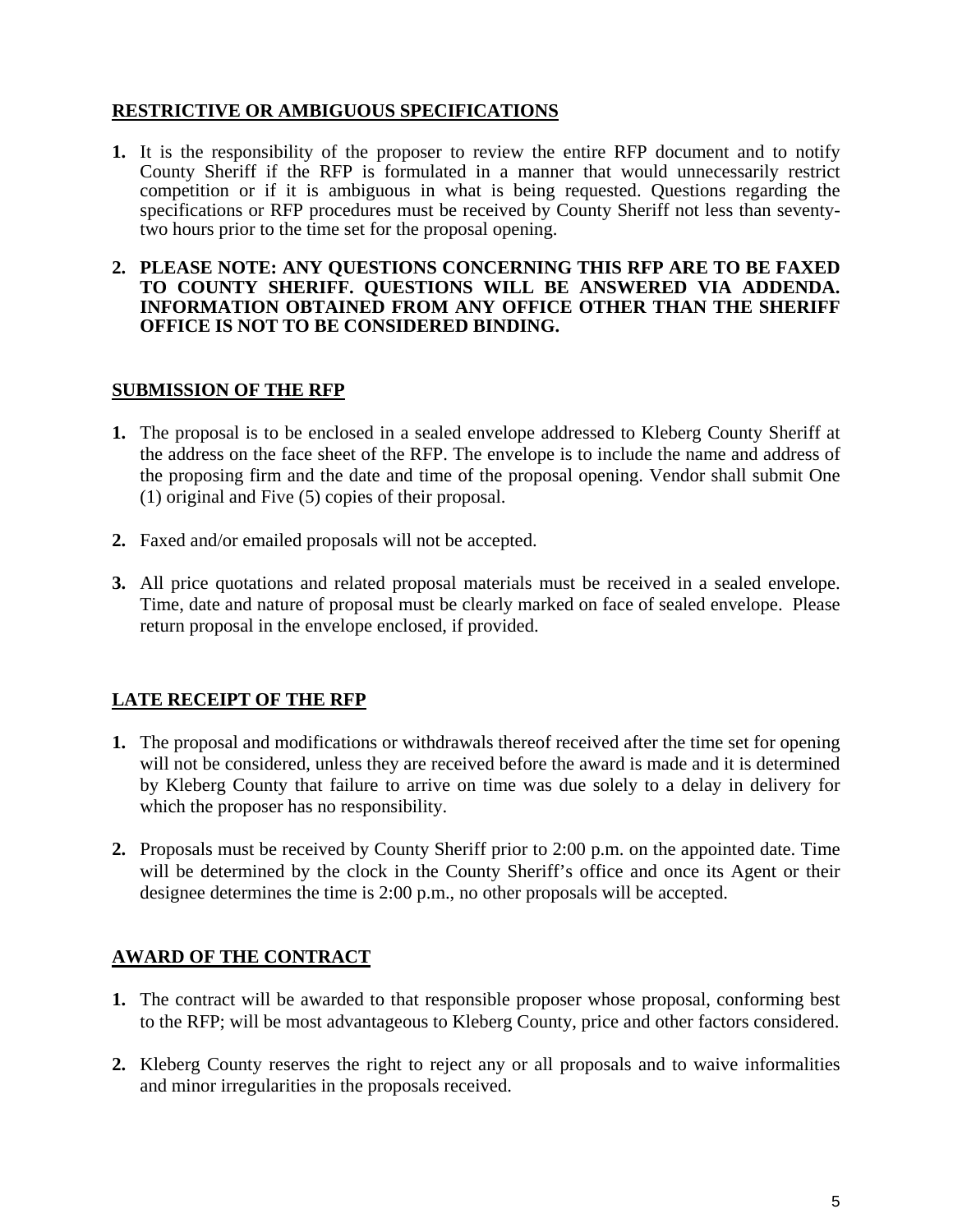## RESTRICTIVE OR AMBIGUOUS SPECIFICATIONS

1. It is the responsibility of the proposer to review the entire RFP document and to notify County Sheriff if the RFP is formulated in a manner that would unnecessarily restrict competition or if it is ambiguous in what is being requested. Questions regarding the specifications or RFP procedures must be received by County Sheriff not less than seventy-two hours prior to the time set for the proposal opening.

2. **PLEASE NOTE: ANY QUESTIONS CONCERNING THIS RFP ARE TO BE FAXED TO COUNTY SHERIFF. QUESTIONS WILL BE ANSWERED VIA ADDENDA. INFORMATION OBTAINED FROM ANY OFFICE OTHER THAN THE SHERIFF OFFICE IS NOT TO BE CONSIDERED BINDING.**

## SUBMISSION OF THE RFP

1. The proposal is to be enclosed in a sealed envelope addressed to Kleberg County Sheriff at the address on the face sheet of the RFP. The envelope is to include the name and address of the proposing firm and the date and time of the proposal opening. Vendor shall submit One (1) original and Five (5) copies of their proposal.

2. Faxed and/or emailed proposals will not be accepted.

3. All price quotations and related proposal materials must be received in a sealed envelope. Time, date and nature of proposal must be clearly marked on face of sealed envelope. Please return proposal in the envelope enclosed, if provided.

## LATE RECEIPT OF THE RFP

1. The proposal and modifications or withdrawals thereof received after the time set for opening will not be considered, unless they are received before the award is made and it is determined by Kleberg County that failure to arrive on time was due solely to a delay in delivery for which the proposer has no responsibility.

2. Proposals must be received by County Sheriff prior to 2:00 p.m. on the appointed date. Time will be determined by the clock in the County Sheriff's office and once its Agent or their designee determines the time is 2:00 p.m., no other proposals will be accepted.

## AWARD OF THE CONTRACT

1. The contract will be awarded to that responsible proposer whose proposal, conforming best to the RFP; will be most advantageous to Kleberg County, price and other factors considered.

2. Kleberg County reserves the right to reject any or all proposals and to waive informalities and minor irregularities in the proposals received.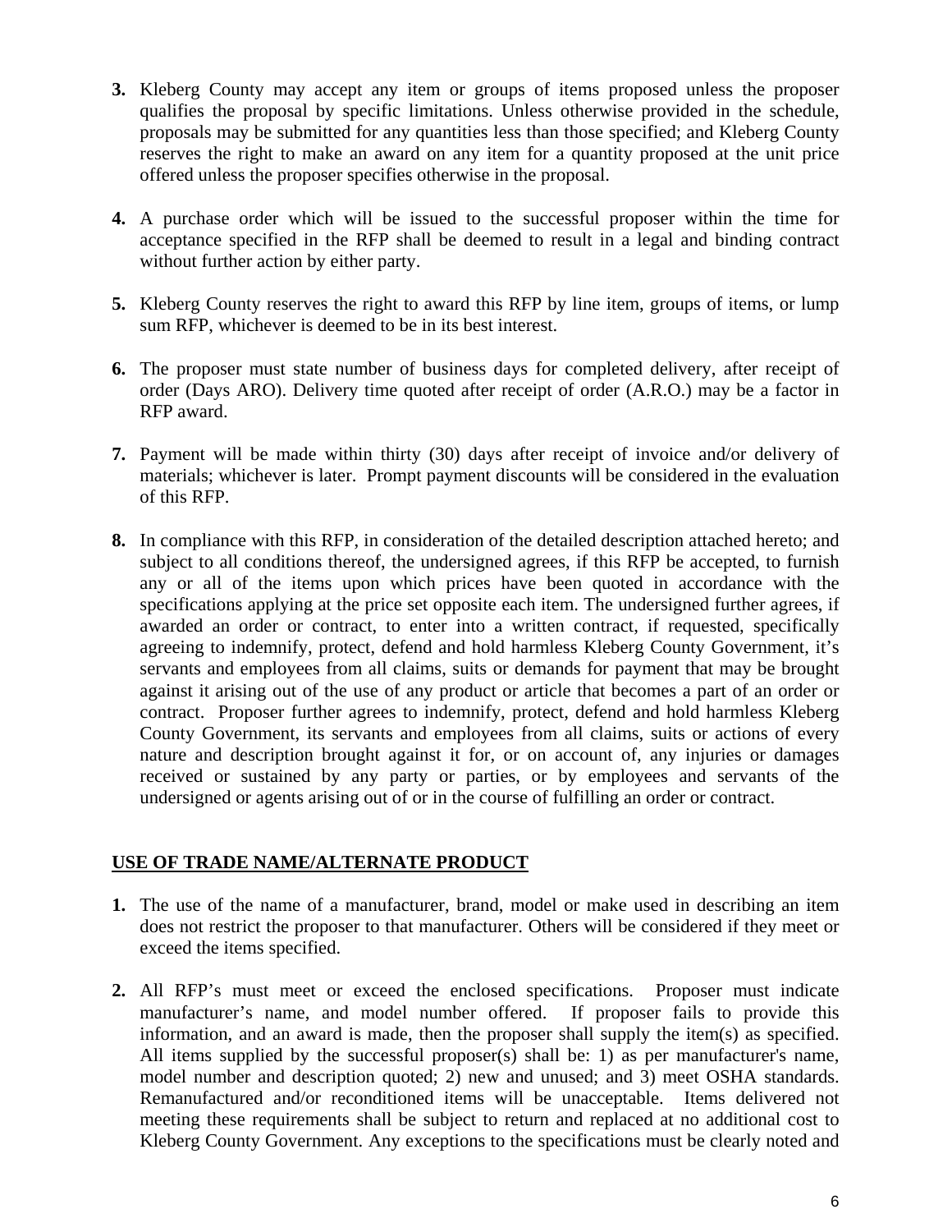3. Kleberg County may accept any item or groups of items proposed unless the proposer qualifies the proposal by specific limitations. Unless otherwise provided in the schedule, proposals may be submitted for any quantities less than those specified; and Kleberg County reserves the right to make an award on any item for a quantity proposed at the unit price offered unless the proposer specifies otherwise in the proposal.

4. A purchase order which will be issued to the successful proposer within the time for acceptance specified in the RFP shall be deemed to result in a legal and binding contract without further action by either party.

5. Kleberg County reserves the right to award this RFP by line item, groups of items, or lump sum RFP, whichever is deemed to be in its best interest.

6. The proposer must state number of business days for completed delivery, after receipt of order (Days ARO). Delivery time quoted after receipt of order (A.R.O.) may be a factor in RFP award.

7. Payment will be made within thirty (30) days after receipt of invoice and/or delivery of materials; whichever is later. Prompt payment discounts will be considered in the evaluation of this RFP.

8. In compliance with this RFP, in consideration of the detailed description attached hereto; and subject to all conditions thereof, the undersigned agrees, if this RFP be accepted, to furnish any or all of the items upon which prices have been quoted in accordance with the specifications applying at the price set opposite each item. The undersigned further agrees, if awarded an order or contract, to enter into a written contract, if requested, specifically agreeing to indemnify, protect, defend and hold harmless Kleberg County Government, it's servants and employees from all claims, suits or demands for payment that may be brought against it arising out of the use of any product or article that becomes a part of an order or contract. Proposer further agrees to indemnify, protect, defend and hold harmless Kleberg County Government, its servants and employees from all claims, suits or actions of every nature and description brought against it for, or on account of, any injuries or damages received or sustained by any party or parties, or by employees and servants of the undersigned or agents arising out of or in the course of fulfilling an order or contract.

## USE OF TRADE NAME/ALTERNATE PRODUCT

1. The use of the name of a manufacturer, brand, model or make used in describing an item does not restrict the proposer to that manufacturer. Others will be considered if they meet or exceed the items specified.

2. All RFP's must meet or exceed the enclosed specifications. Proposer must indicate manufacturer's name, and model number offered. If proposer fails to provide this information, and an award is made, then the proposer shall supply the item(s) as specified. All items supplied by the successful proposer(s) shall be: 1) as per manufacturer's name, model number and description quoted; 2) new and unused; and 3) meet OSHA standards. Remanufactured and/or reconditioned items will be unacceptable. Items delivered not meeting these requirements shall be subject to return and replaced at no additional cost to Kleberg County Government. Any exceptions to the specifications must be clearly noted and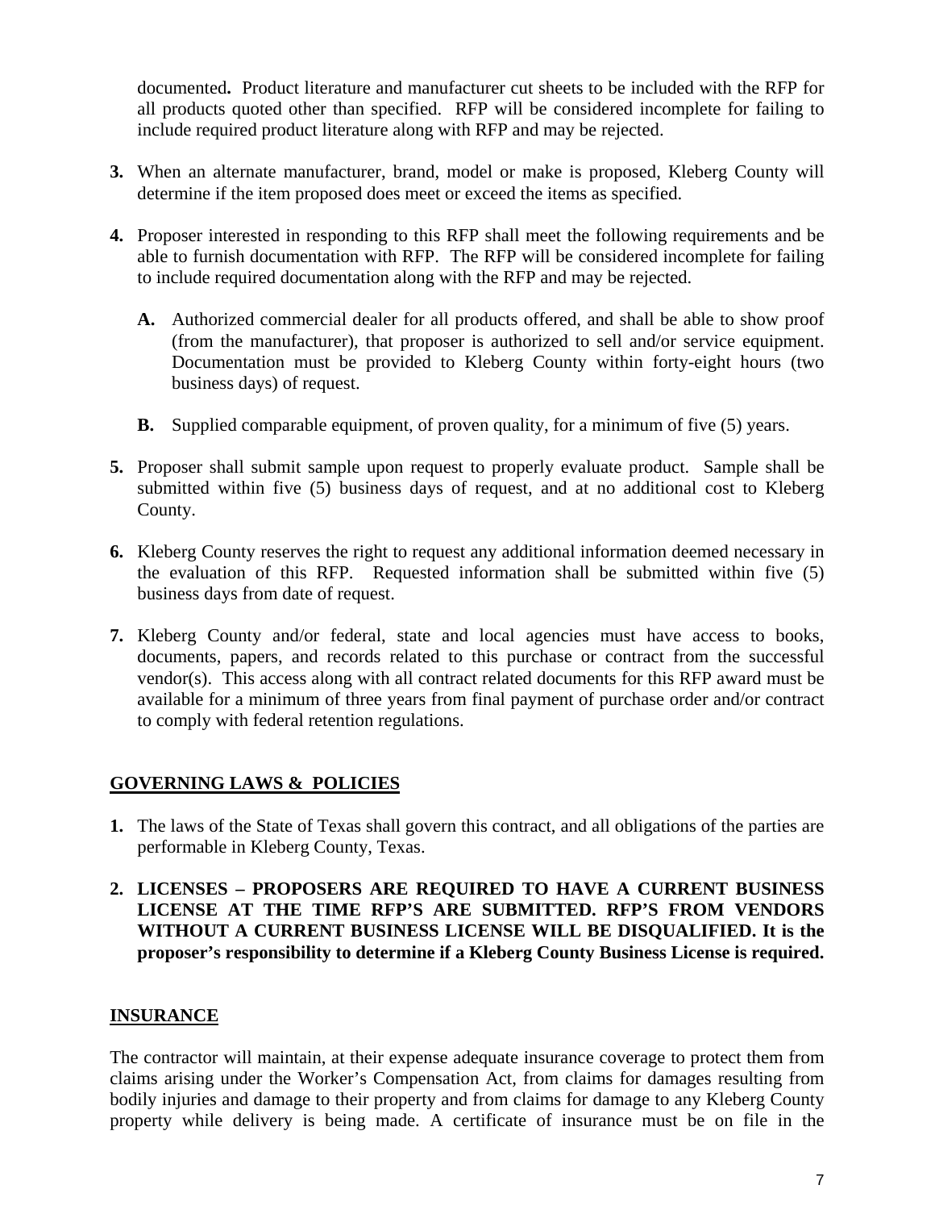documented**.** Product literature and manufacturer cut sheets to be included with the RFP for all products quoted other than specified. RFP will be considered incomplete for failing to include required product literature along with RFP and may be rejected.

**3.** When an alternate manufacturer, brand, model or make is proposed, Kleberg County will determine if the item proposed does meet or exceed the items as specified.

**4.** Proposer interested in responding to this RFP shall meet the following requirements and be able to furnish documentation with RFP. The RFP will be considered incomplete for failing to include required documentation along with the RFP and may be rejected.

   **A.** Authorized commercial dealer for all products offered, and shall be able to show proof (from the manufacturer), that proposer is authorized to sell and/or service equipment. Documentation must be provided to Kleberg County within forty-eight hours (two business days) of request.

   **B.** Supplied comparable equipment, of proven quality, for a minimum of five (5) years.

**5.** Proposer shall submit sample upon request to properly evaluate product. Sample shall be submitted within five (5) business days of request, and at no additional cost to Kleberg County.

**6.** Kleberg County reserves the right to request any additional information deemed necessary in the evaluation of this RFP. Requested information shall be submitted within five (5) business days from date of request.

**7.** Kleberg County and/or federal, state and local agencies must have access to books, documents, papers, and records related to this purchase or contract from the successful vendor(s). This access along with all contract related documents for this RFP award must be available for a minimum of three years from final payment of purchase order and/or contract to comply with federal retention regulations.

## GOVERNING LAWS & POLICIES

**1.** The laws of the State of Texas shall govern this contract, and all obligations of the parties are performable in Kleberg County, Texas.

**2. LICENSES – PROPOSERS ARE REQUIRED TO HAVE A CURRENT BUSINESS LICENSE AT THE TIME RFP'S ARE SUBMITTED. RFP'S FROM VENDORS WITHOUT A CURRENT BUSINESS LICENSE WILL BE DISQUALIFIED. It is the proposer's responsibility to determine if a Kleberg County Business License is required.**

## INSURANCE

The contractor will maintain, at their expense adequate insurance coverage to protect them from claims arising under the Worker's Compensation Act, from claims for damages resulting from bodily injuries and damage to their property and from claims for damage to any Kleberg County property while delivery is being made. A certificate of insurance must be on file in the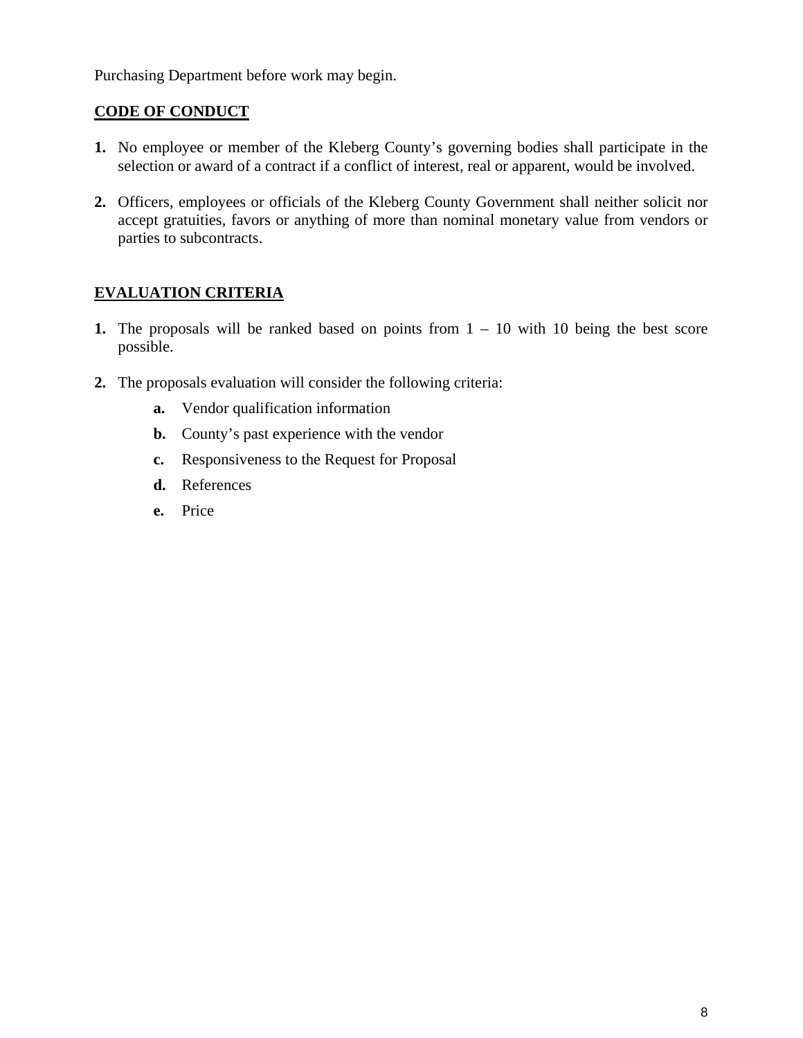Purchasing Department before work may begin.

## CODE OF CONDUCT

**1.** No employee or member of the Kleberg County's governing bodies shall participate in the selection or award of a contract if a conflict of interest, real or apparent, would be involved.

**2.** Officers, employees or officials of the Kleberg County Government shall neither solicit nor accept gratuities, favors or anything of more than nominal monetary value from vendors or parties to subcontracts.

## EVALUATION CRITERIA

**1.** The proposals will be ranked based on points from 1 – 10 with 10 being the best score possible.

**2.** The proposals evaluation will consider the following criteria:

- **a.** Vendor qualification information
- **b.** County's past experience with the vendor
- **c.** Responsiveness to the Request for Proposal
- **d.** References
- **e.** Price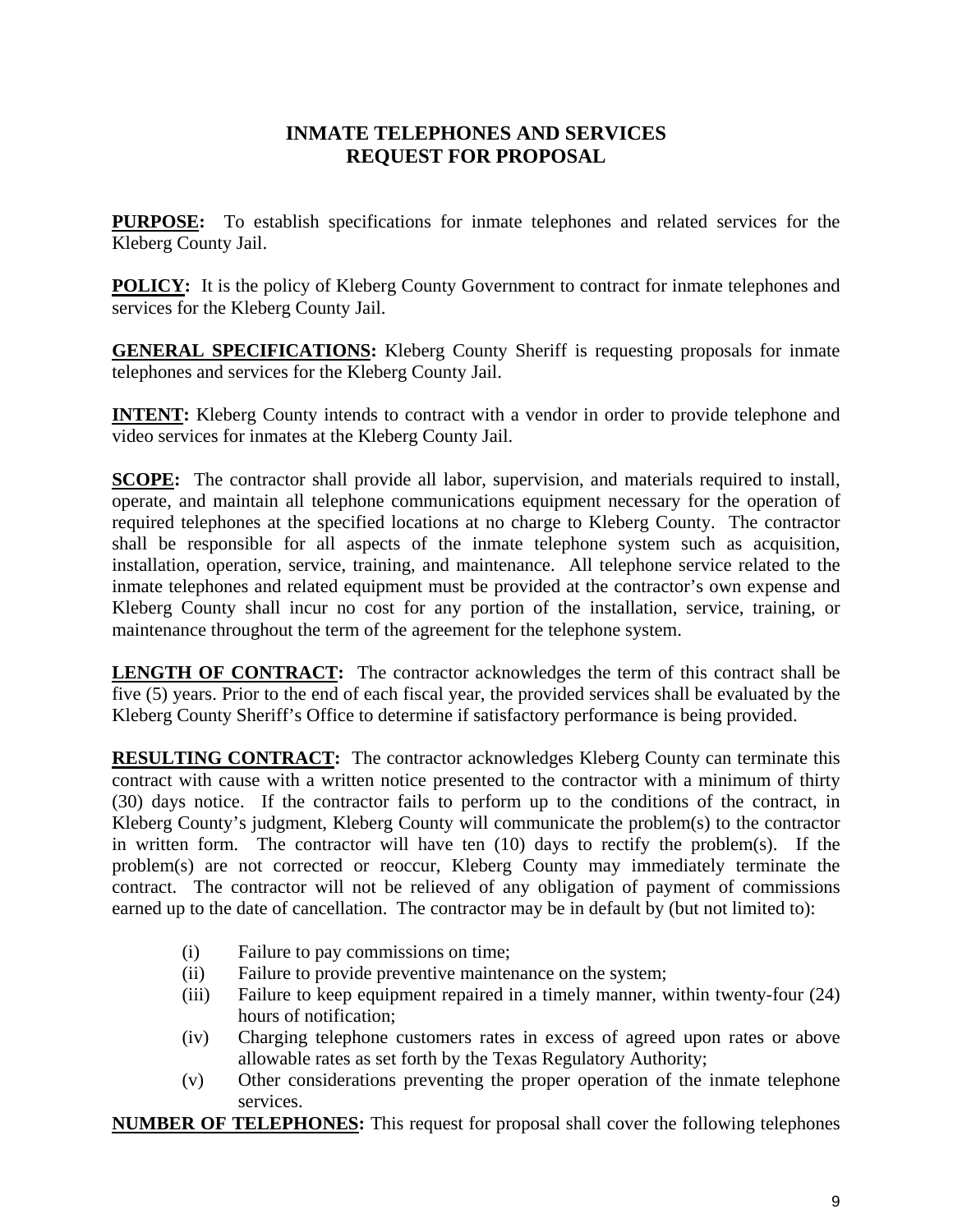# INMATE TELEPHONES AND SERVICES
# REQUEST FOR PROPOSAL

**PURPOSE:** To establish specifications for inmate telephones and related services for the Kleberg County Jail.

**POLICY:** It is the policy of Kleberg County Government to contract for inmate telephones and services for the Kleberg County Jail.

**GENERAL SPECIFICATIONS:** Kleberg County Sheriff is requesting proposals for inmate telephones and services for the Kleberg County Jail.

**INTENT:** Kleberg County intends to contract with a vendor in order to provide telephone and video services for inmates at the Kleberg County Jail.

**SCOPE:** The contractor shall provide all labor, supervision, and materials required to install, operate, and maintain all telephone communications equipment necessary for the operation of required telephones at the specified locations at no charge to Kleberg County. The contractor shall be responsible for all aspects of the inmate telephone system such as acquisition, installation, operation, service, training, and maintenance. All telephone service related to the inmate telephones and related equipment must be provided at the contractor's own expense and Kleberg County shall incur no cost for any portion of the installation, service, training, or maintenance throughout the term of the agreement for the telephone system.

**LENGTH OF CONTRACT:** The contractor acknowledges the term of this contract shall be five (5) years. Prior to the end of each fiscal year, the provided services shall be evaluated by the Kleberg County Sheriff's Office to determine if satisfactory performance is being provided.

**RESULTING CONTRACT:** The contractor acknowledges Kleberg County can terminate this contract with cause with a written notice presented to the contractor with a minimum of thirty (30) days notice. If the contractor fails to perform up to the conditions of the contract, in Kleberg County's judgment, Kleberg County will communicate the problem(s) to the contractor in written form. The contractor will have ten (10) days to rectify the problem(s). If the problem(s) are not corrected or reoccur, Kleberg County may immediately terminate the contract. The contractor will not be relieved of any obligation of payment of commissions earned up to the date of cancellation. The contractor may be in default by (but not limited to):

- (i) Failure to pay commissions on time;
- (ii) Failure to provide preventive maintenance on the system;
- (iii) Failure to keep equipment repaired in a timely manner, within twenty-four (24) hours of notification;
- (iv) Charging telephone customers rates in excess of agreed upon rates or above allowable rates as set forth by the Texas Regulatory Authority;
- (v) Other considerations preventing the proper operation of the inmate telephone services.

**NUMBER OF TELEPHONES:** This request for proposal shall cover the following telephones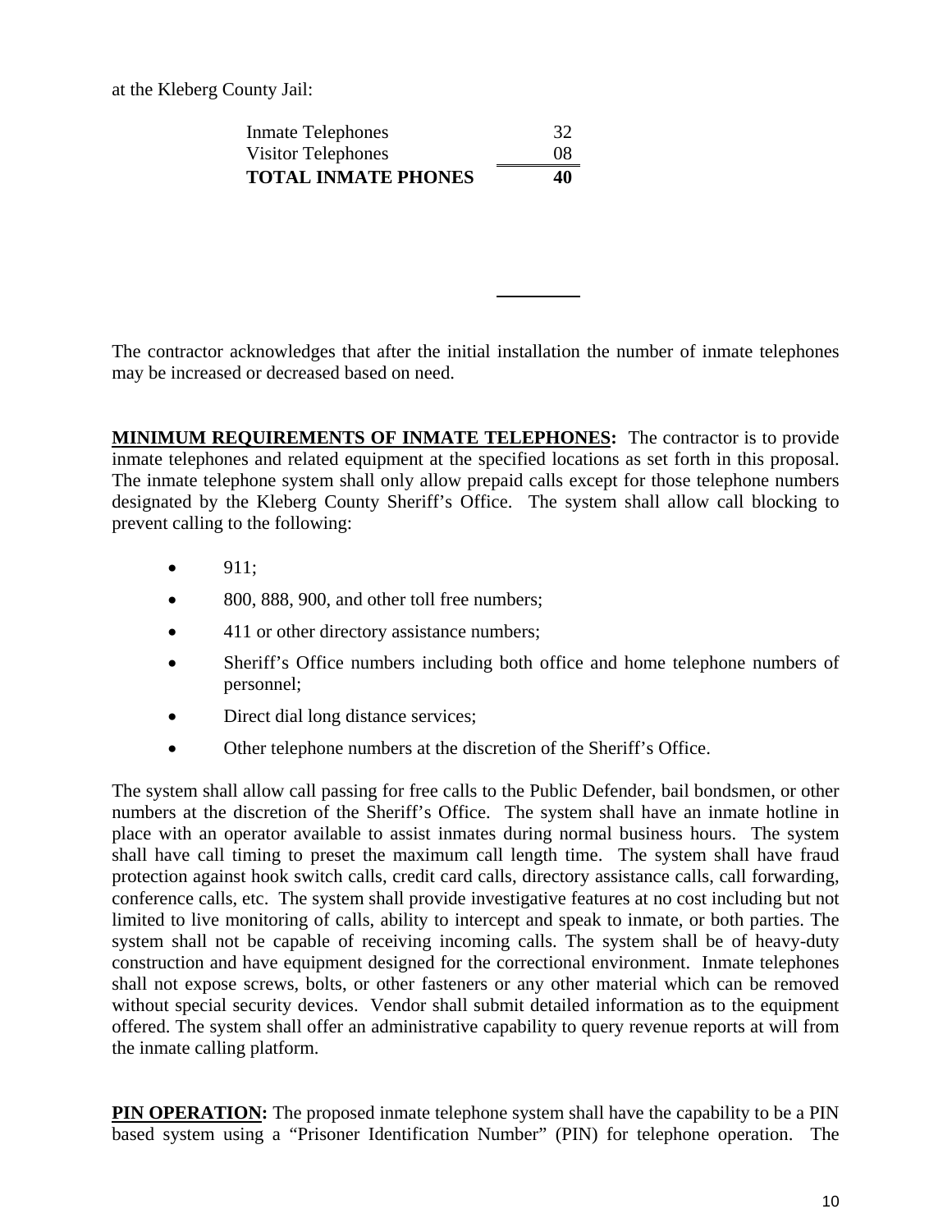at the Kleberg County Jail:

| | |
|---|---|
| Inmate Telephones | 32 |
| Visitor Telephones | 08 |
| **TOTAL INMATE PHONES** | **40** |

The contractor acknowledges that after the initial installation the number of inmate telephones may be increased or decreased based on need.

**MINIMUM REQUIREMENTS OF INMATE TELEPHONES:** The contractor is to provide inmate telephones and related equipment at the specified locations as set forth in this proposal. The inmate telephone system shall only allow prepaid calls except for those telephone numbers designated by the Kleberg County Sheriff's Office. The system shall allow call blocking to prevent calling to the following:

- 911;
- 800, 888, 900, and other toll free numbers;
- 411 or other directory assistance numbers;
- Sheriff's Office numbers including both office and home telephone numbers of personnel;
- Direct dial long distance services;
- Other telephone numbers at the discretion of the Sheriff's Office.

The system shall allow call passing for free calls to the Public Defender, bail bondsmen, or other numbers at the discretion of the Sheriff's Office. The system shall have an inmate hotline in place with an operator available to assist inmates during normal business hours. The system shall have call timing to preset the maximum call length time. The system shall have fraud protection against hook switch calls, credit card calls, directory assistance calls, call forwarding, conference calls, etc. The system shall provide investigative features at no cost including but not limited to live monitoring of calls, ability to intercept and speak to inmate, or both parties. The system shall not be capable of receiving incoming calls. The system shall be of heavy-duty construction and have equipment designed for the correctional environment. Inmate telephones shall not expose screws, bolts, or other fasteners or any other material which can be removed without special security devices. Vendor shall submit detailed information as to the equipment offered. The system shall offer an administrative capability to query revenue reports at will from the inmate calling platform.

**PIN OPERATION:** The proposed inmate telephone system shall have the capability to be a PIN based system using a "Prisoner Identification Number" (PIN) for telephone operation. The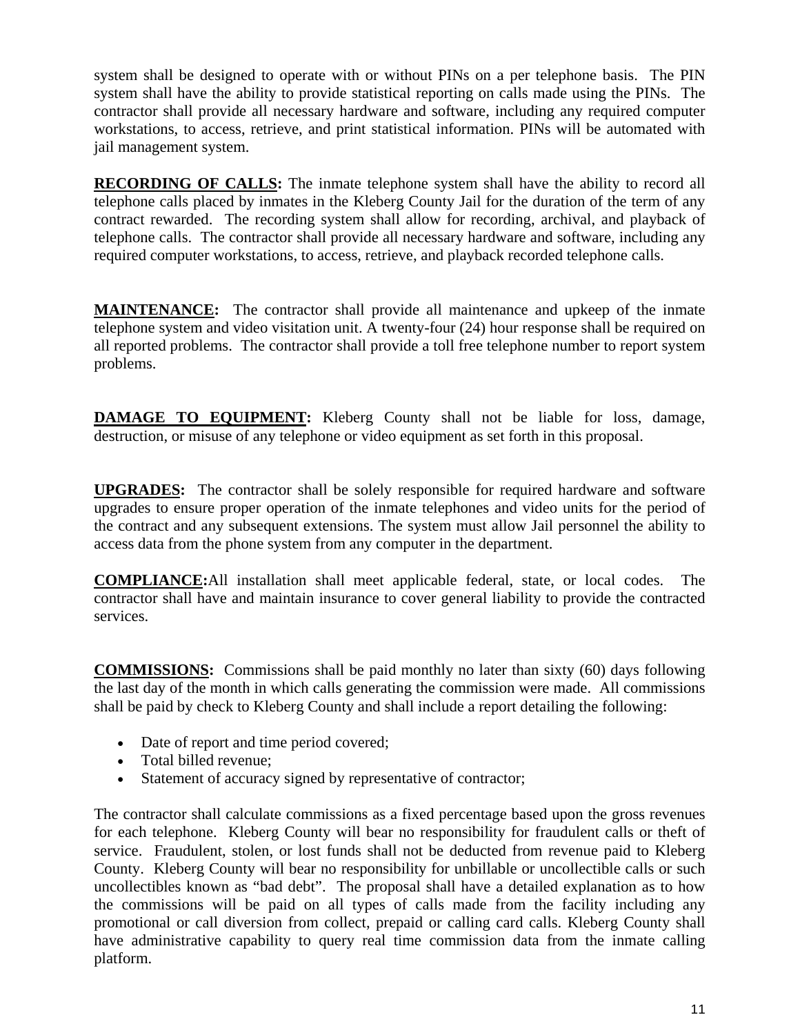system shall be designed to operate with or without PINs on a per telephone basis. The PIN system shall have the ability to provide statistical reporting on calls made using the PINs. The contractor shall provide all necessary hardware and software, including any required computer workstations, to access, retrieve, and print statistical information. PINs will be automated with jail management system.

**<u>RECORDING OF CALLS</u>:** The inmate telephone system shall have the ability to record all telephone calls placed by inmates in the Kleberg County Jail for the duration of the term of any contract rewarded. The recording system shall allow for recording, archival, and playback of telephone calls. The contractor shall provide all necessary hardware and software, including any required computer workstations, to access, retrieve, and playback recorded telephone calls.

**<u>MAINTENANCE</u>:** The contractor shall provide all maintenance and upkeep of the inmate telephone system and video visitation unit. A twenty-four (24) hour response shall be required on all reported problems. The contractor shall provide a toll free telephone number to report system problems.

**<u>DAMAGE TO EQUIPMENT</u>:** Kleberg County shall not be liable for loss, damage, destruction, or misuse of any telephone or video equipment as set forth in this proposal.

**<u>UPGRADES</u>:** The contractor shall be solely responsible for required hardware and software upgrades to ensure proper operation of the inmate telephones and video units for the period of the contract and any subsequent extensions. The system must allow Jail personnel the ability to access data from the phone system from any computer in the department.

**<u>COMPLIANCE</u>:**All installation shall meet applicable federal, state, or local codes. The contractor shall have and maintain insurance to cover general liability to provide the contracted services.

**<u>COMMISSIONS</u>:** Commissions shall be paid monthly no later than sixty (60) days following the last day of the month in which calls generating the commission were made. All commissions shall be paid by check to Kleberg County and shall include a report detailing the following:

- Date of report and time period covered;
- Total billed revenue;
- Statement of accuracy signed by representative of contractor;

The contractor shall calculate commissions as a fixed percentage based upon the gross revenues for each telephone. Kleberg County will bear no responsibility for fraudulent calls or theft of service. Fraudulent, stolen, or lost funds shall not be deducted from revenue paid to Kleberg County. Kleberg County will bear no responsibility for unbillable or uncollectible calls or such uncollectibles known as "bad debt". The proposal shall have a detailed explanation as to how the commissions will be paid on all types of calls made from the facility including any promotional or call diversion from collect, prepaid or calling card calls. Kleberg County shall have administrative capability to query real time commission data from the inmate calling platform.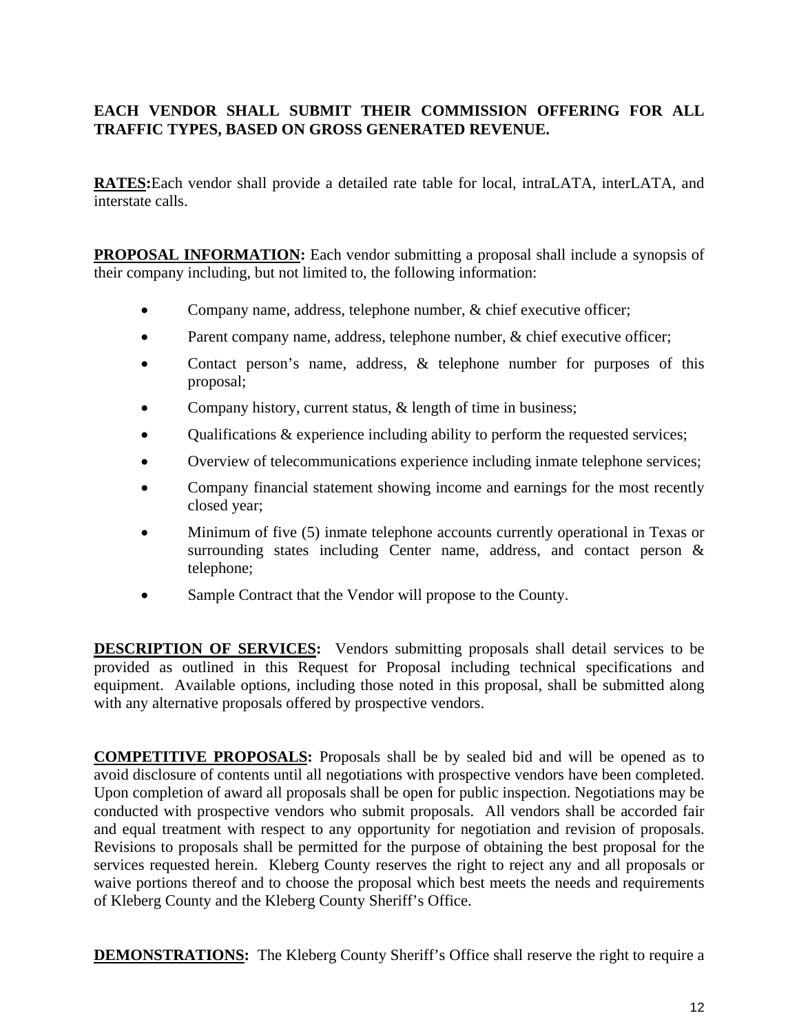**EACH VENDOR SHALL SUBMIT THEIR COMMISSION OFFERING FOR ALL TRAFFIC TYPES, BASED ON GROSS GENERATED REVENUE.**

**RATES:**Each vendor shall provide a detailed rate table for local, intraLATA, interLATA, and interstate calls.

**PROPOSAL INFORMATION:** Each vendor submitting a proposal shall include a synopsis of their company including, but not limited to, the following information:

- Company name, address, telephone number, & chief executive officer;
- Parent company name, address, telephone number, & chief executive officer;
- Contact person's name, address, & telephone number for purposes of this proposal;
- Company history, current status, & length of time in business;
- Qualifications & experience including ability to perform the requested services;
- Overview of telecommunications experience including inmate telephone services;
- Company financial statement showing income and earnings for the most recently closed year;
- Minimum of five (5) inmate telephone accounts currently operational in Texas or surrounding states including Center name, address, and contact person & telephone;
- Sample Contract that the Vendor will propose to the County.

**DESCRIPTION OF SERVICES:** Vendors submitting proposals shall detail services to be provided as outlined in this Request for Proposal including technical specifications and equipment. Available options, including those noted in this proposal, shall be submitted along with any alternative proposals offered by prospective vendors.

**COMPETITIVE PROPOSALS:** Proposals shall be by sealed bid and will be opened as to avoid disclosure of contents until all negotiations with prospective vendors have been completed. Upon completion of award all proposals shall be open for public inspection. Negotiations may be conducted with prospective vendors who submit proposals. All vendors shall be accorded fair and equal treatment with respect to any opportunity for negotiation and revision of proposals. Revisions to proposals shall be permitted for the purpose of obtaining the best proposal for the services requested herein. Kleberg County reserves the right to reject any and all proposals or waive portions thereof and to choose the proposal which best meets the needs and requirements of Kleberg County and the Kleberg County Sheriff's Office.

**DEMONSTRATIONS:** The Kleberg County Sheriff's Office shall reserve the right to require a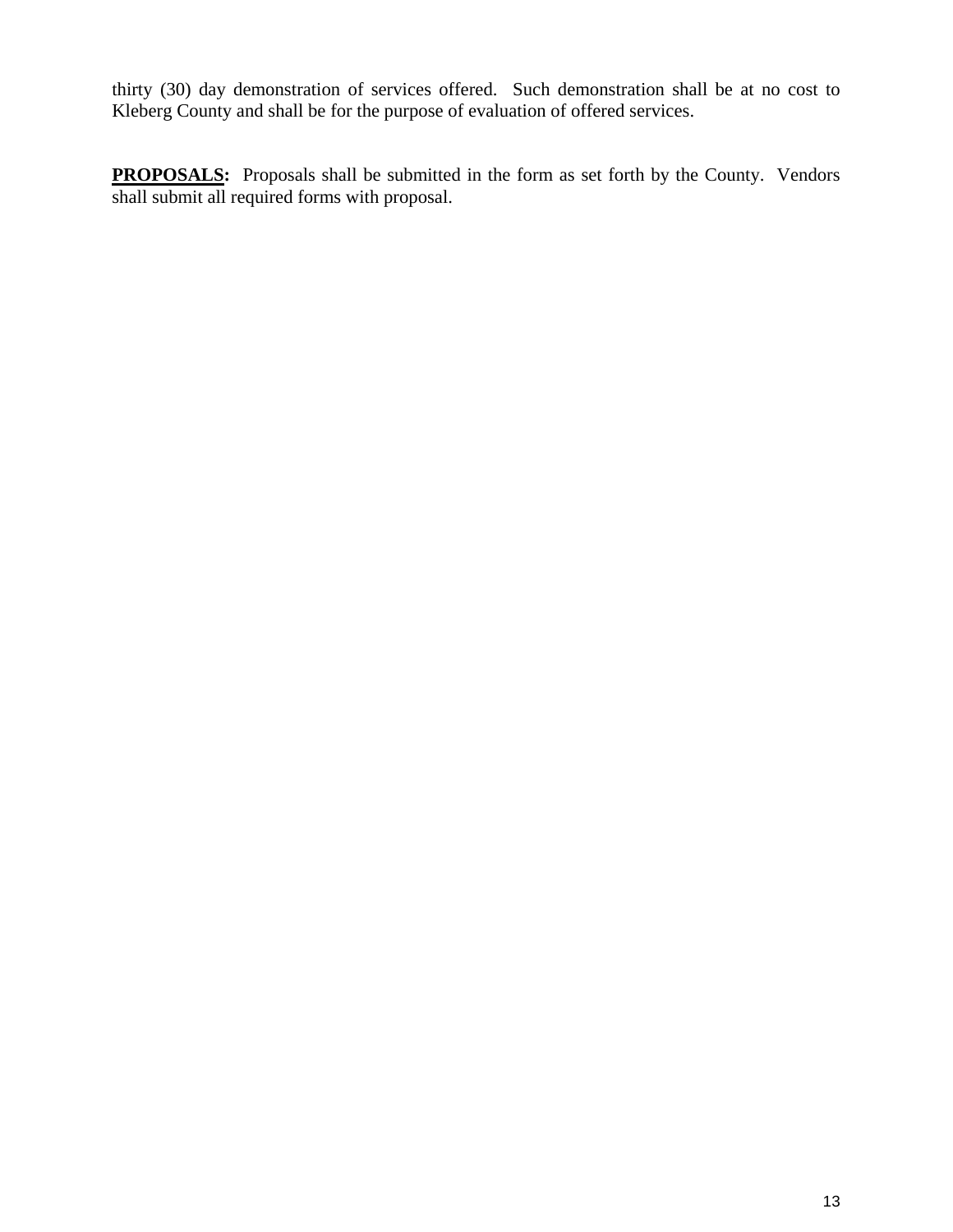thirty (30) day demonstration of services offered. Such demonstration shall be at no cost to Kleberg County and shall be for the purpose of evaluation of offered services.

**PROPOSALS:** Proposals shall be submitted in the form as set forth by the County. Vendors shall submit all required forms with proposal.